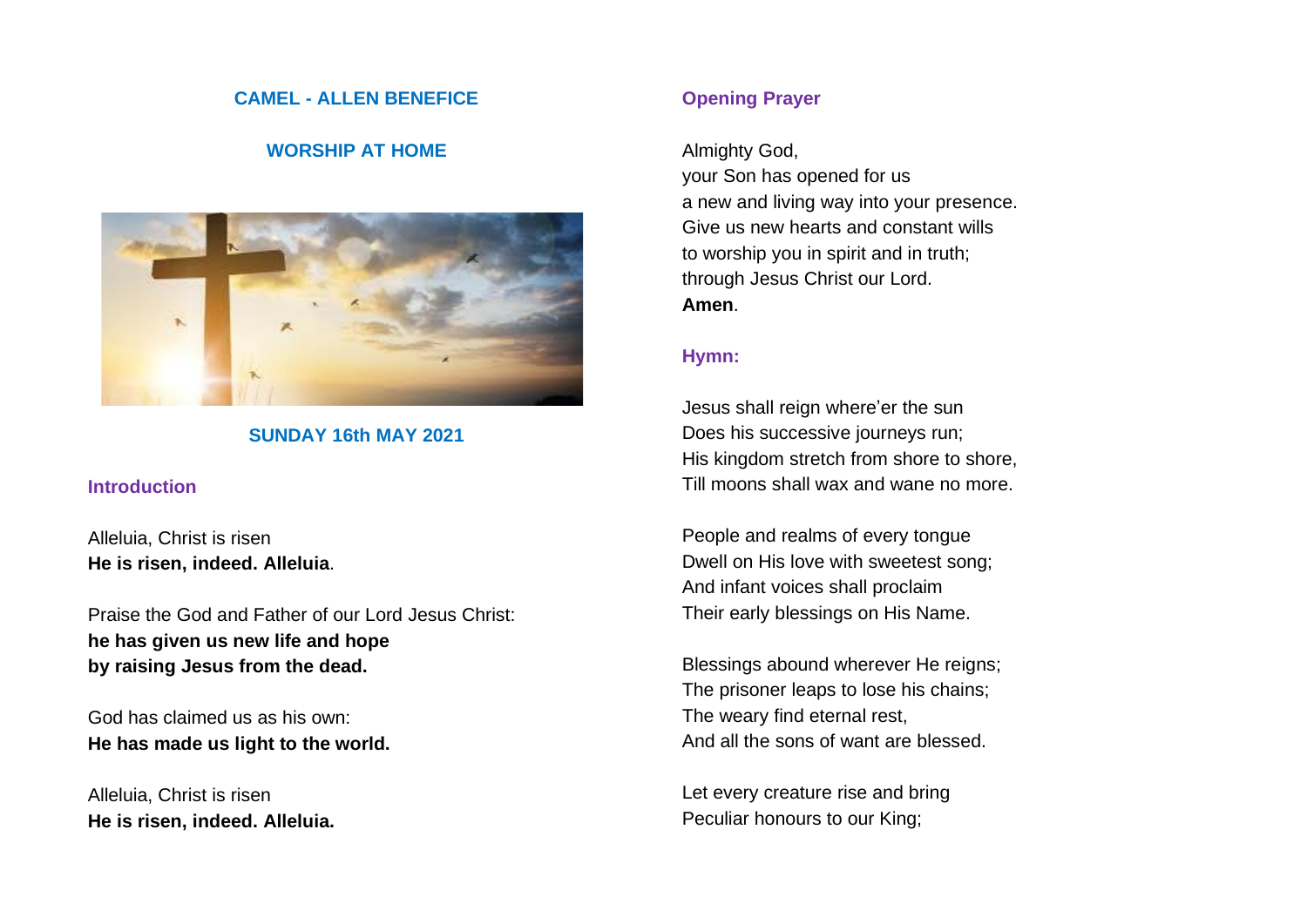# CAMEL - ALLEN BENEFICE

## WORSHIP AT HOME

## SUNDAY 16th MAY 2021

### Introduction

Alleluia, Christ is risen
**He is risen, indeed. Alleluia**.

Praise the God and Father of our Lord Jesus Christ:
**he has given us new life and hope**
**by raising Jesus from the dead.**

God has claimed us as his own:
**He has made us light to the world.**

Alleluia, Christ is risen
**He is risen, indeed. Alleluia.**

### Opening Prayer

Almighty God,
your Son has opened for us
a new and living way into your presence.
Give us new hearts and constant wills
to worship you in spirit and in truth;
through Jesus Christ our Lord.
**Amen**.

### Hymn:

Jesus shall reign where'er the sun
Does his successive journeys run;
His kingdom stretch from shore to shore,
Till moons shall wax and wane no more.

People and realms of every tongue
Dwell on His love with sweetest song;
And infant voices shall proclaim
Their early blessings on His Name.

Blessings abound wherever He reigns;
The prisoner leaps to lose his chains;
The weary find eternal rest,
And all the sons of want are blessed.

Let every creature rise and bring
Peculiar honours to our King;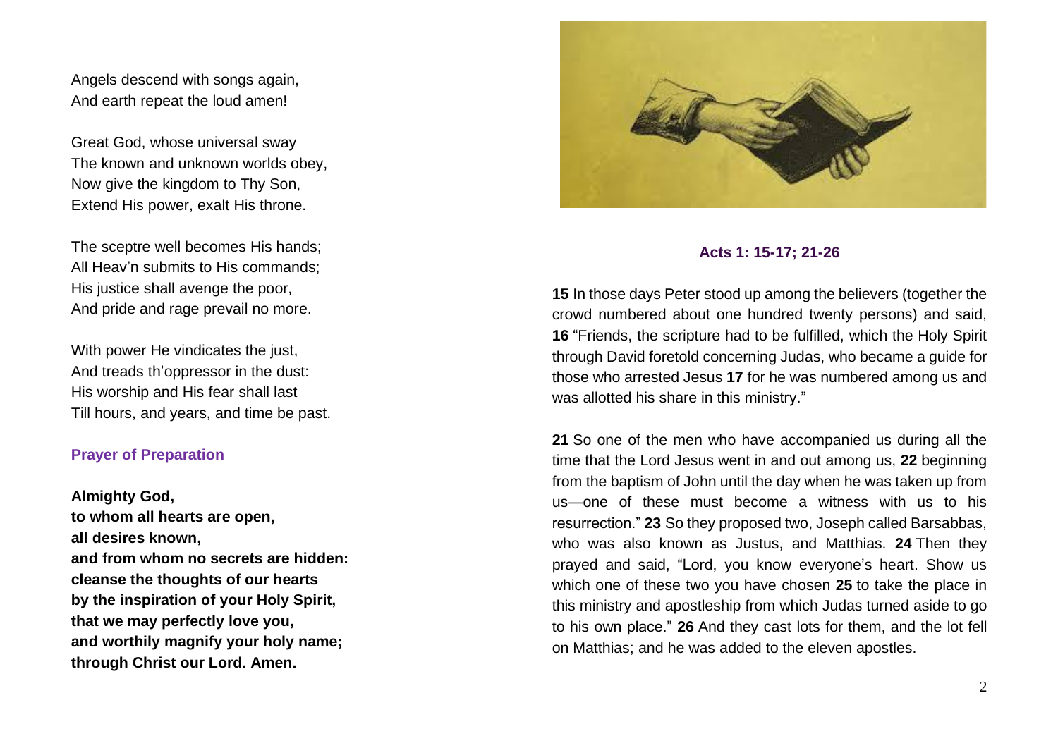Angels descend with songs again,
And earth repeat the loud amen!

Great God, whose universal sway
The known and unknown worlds obey,
Now give the kingdom to Thy Son,
Extend His power, exalt His throne.

The sceptre well becomes His hands;
All Heav'n submits to His commands;
His justice shall avenge the poor,
And pride and rage prevail no more.

With power He vindicates the just,
And treads th'oppressor in the dust:
His worship and His fear shall last
Till hours, and years, and time be past.

### Prayer of Preparation

**Almighty God,**
**to whom all hearts are open,**
**all desires known,**
**and from whom no secrets are hidden:**
**cleanse the thoughts of our hearts**
**by the inspiration of your Holy Spirit,**
**that we may perfectly love you,**
**and worthily magnify your holy name;**
**through Christ our Lord. Amen.**

### Acts 1: 15-17; 21-26

**15** In those days Peter stood up among the believers (together the crowd numbered about one hundred twenty persons) and said, **16** "Friends, the scripture had to be fulfilled, which the Holy Spirit through David foretold concerning Judas, who became a guide for those who arrested Jesus **17** for he was numbered among us and was allotted his share in this ministry."

**21** So one of the men who have accompanied us during all the time that the Lord Jesus went in and out among us, **22** beginning from the baptism of John until the day when he was taken up from us—one of these must become a witness with us to his resurrection." **23** So they proposed two, Joseph called Barsabbas, who was also known as Justus, and Matthias. **24** Then they prayed and said, "Lord, you know everyone's heart. Show us which one of these two you have chosen **25** to take the place in this ministry and apostleship from which Judas turned aside to go to his own place." **26** And they cast lots for them, and the lot fell on Matthias; and he was added to the eleven apostles.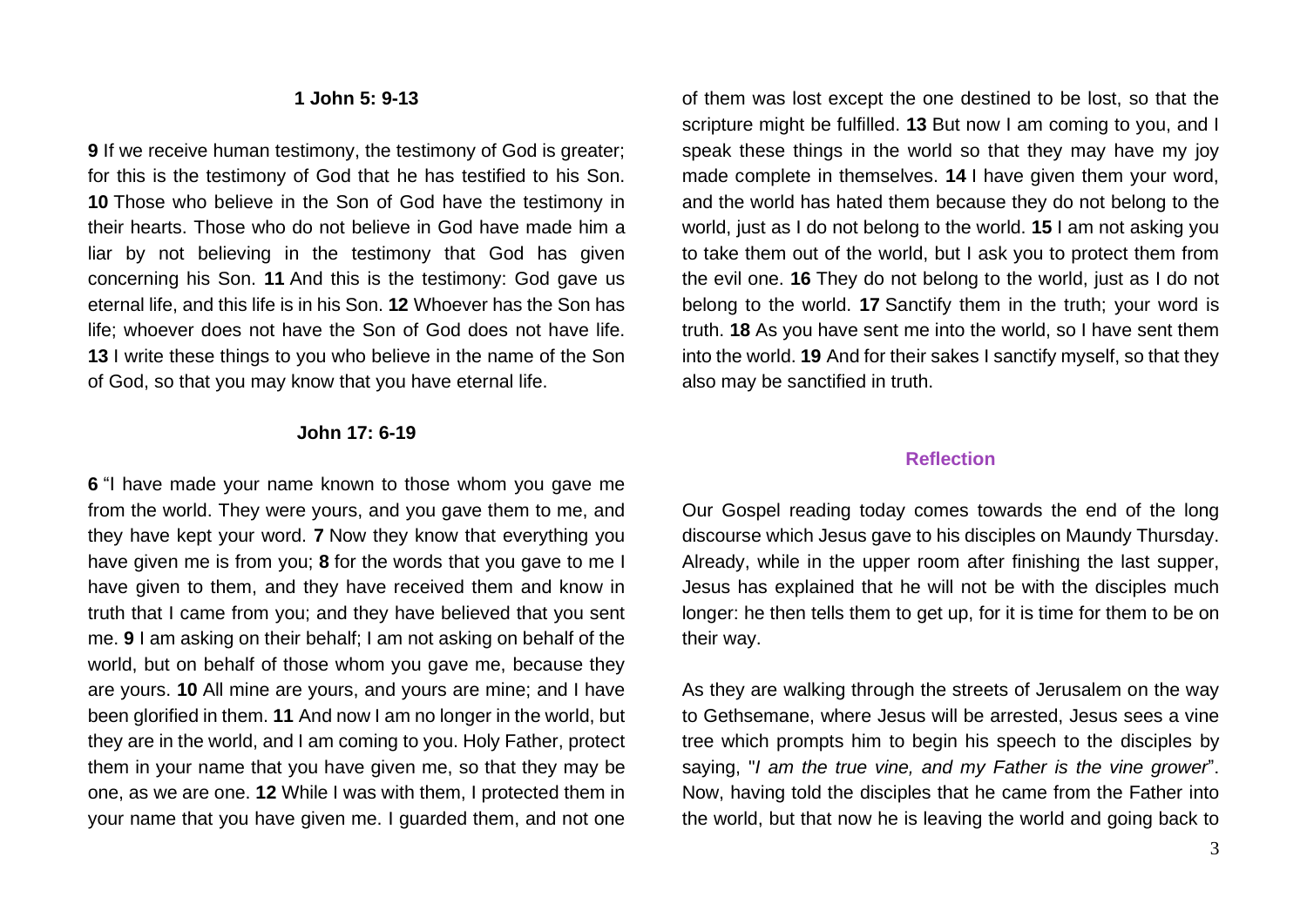### 1 John 5: 9-13

**9** If we receive human testimony, the testimony of God is greater; for this is the testimony of God that he has testified to his Son. **10** Those who believe in the Son of God have the testimony in their hearts. Those who do not believe in God have made him a liar by not believing in the testimony that God has given concerning his Son. **11** And this is the testimony: God gave us eternal life, and this life is in his Son. **12** Whoever has the Son has life; whoever does not have the Son of God does not have life. **13** I write these things to you who believe in the name of the Son of God, so that you may know that you have eternal life.

### John 17: 6-19

**6** "I have made your name known to those whom you gave me from the world. They were yours, and you gave them to me, and they have kept your word. **7** Now they know that everything you have given me is from you; **8** for the words that you gave to me I have given to them, and they have received them and know in truth that I came from you; and they have believed that you sent me. **9** I am asking on their behalf; I am not asking on behalf of the world, but on behalf of those whom you gave me, because they are yours. **10** All mine are yours, and yours are mine; and I have been glorified in them. **11** And now I am no longer in the world, but they are in the world, and I am coming to you. Holy Father, protect them in your name that you have given me, so that they may be one, as we are one. **12** While I was with them, I protected them in your name that you have given me. I guarded them, and not one of them was lost except the one destined to be lost, so that the scripture might be fulfilled. **13** But now I am coming to you, and I speak these things in the world so that they may have my joy made complete in themselves. **14** I have given them your word, and the world has hated them because they do not belong to the world, just as I do not belong to the world. **15** I am not asking you to take them out of the world, but I ask you to protect them from the evil one. **16** They do not belong to the world, just as I do not belong to the world. **17** Sanctify them in the truth; your word is truth. **18** As you have sent me into the world, so I have sent them into the world. **19** And for their sakes I sanctify myself, so that they also may be sanctified in truth.

### Reflection

Our Gospel reading today comes towards the end of the long discourse which Jesus gave to his disciples on Maundy Thursday. Already, while in the upper room after finishing the last supper, Jesus has explained that he will not be with the disciples much longer: he then tells them to get up, for it is time for them to be on their way.

As they are walking through the streets of Jerusalem on the way to Gethsemane, where Jesus will be arrested, Jesus sees a vine tree which prompts him to begin his speech to the disciples by saying, "*I am the true vine, and my Father is the vine grower*". Now, having told the disciples that he came from the Father into the world, but that now he is leaving the world and going back to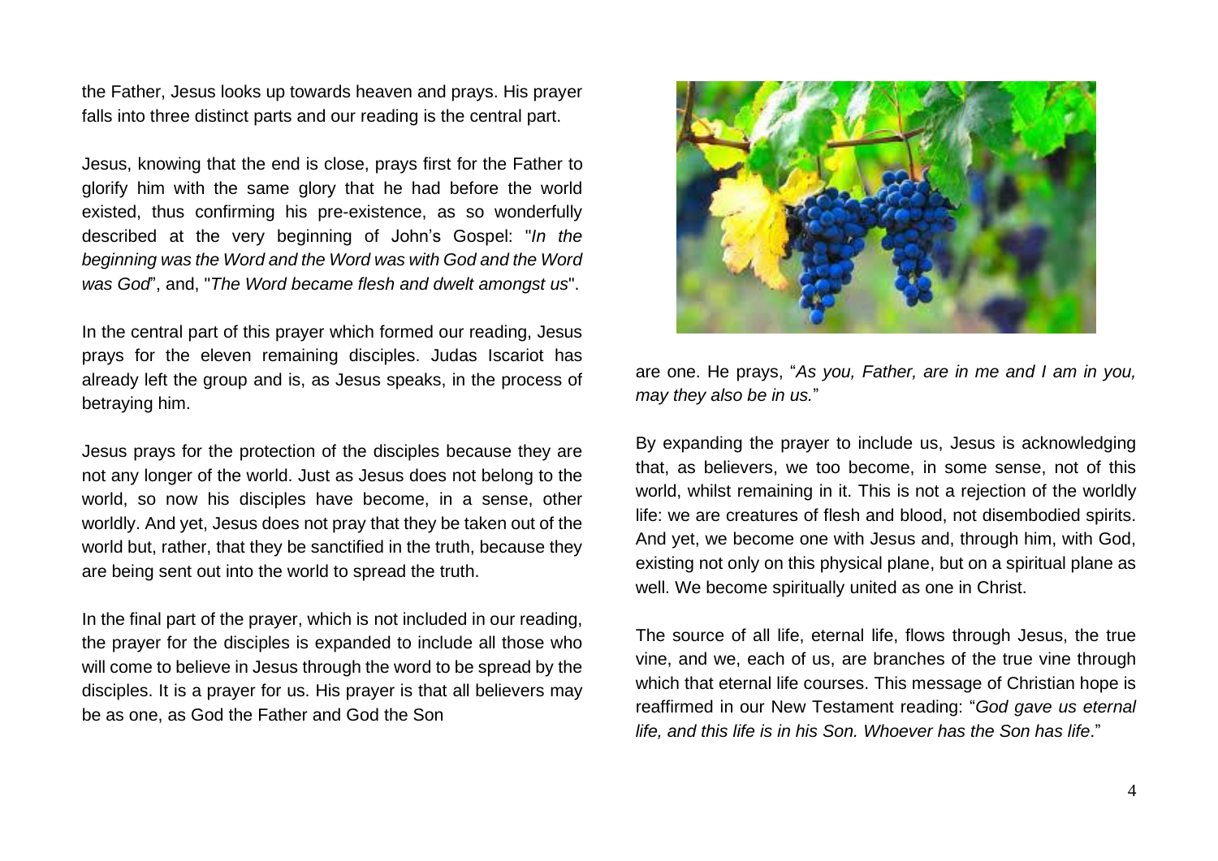the Father, Jesus looks up towards heaven and prays. His prayer falls into three distinct parts and our reading is the central part.

Jesus, knowing that the end is close, prays first for the Father to glorify him with the same glory that he had before the world existed, thus confirming his pre-existence, as so wonderfully described at the very beginning of John's Gospel: "*In the beginning was the Word and the Word was with God and the Word was God*", and, "*The Word became flesh and dwelt amongst us*".

In the central part of this prayer which formed our reading, Jesus prays for the eleven remaining disciples. Judas Iscariot has already left the group and is, as Jesus speaks, in the process of betraying him.

Jesus prays for the protection of the disciples because they are not any longer of the world. Just as Jesus does not belong to the world, so now his disciples have become, in a sense, other worldly. And yet, Jesus does not pray that they be taken out of the world but, rather, that they be sanctified in the truth, because they are being sent out into the world to spread the truth.

In the final part of the prayer, which is not included in our reading, the prayer for the disciples is expanded to include all those who will come to believe in Jesus through the word to be spread by the disciples. It is a prayer for us. His prayer is that all believers may be as one, as God the Father and God the Son are one. He prays, "*As you, Father, are in me and I am in you, may they also be in us.*"

By expanding the prayer to include us, Jesus is acknowledging that, as believers, we too become, in some sense, not of this world, whilst remaining in it. This is not a rejection of the worldly life: we are creatures of flesh and blood, not disembodied spirits. And yet, we become one with Jesus and, through him, with God, existing not only on this physical plane, but on a spiritual plane as well. We become spiritually united as one in Christ.

The source of all life, eternal life, flows through Jesus, the true vine, and we, each of us, are branches of the true vine through which that eternal life courses. This message of Christian hope is reaffirmed in our New Testament reading: "*God gave us eternal life, and this life is in his Son. Whoever has the Son has life*."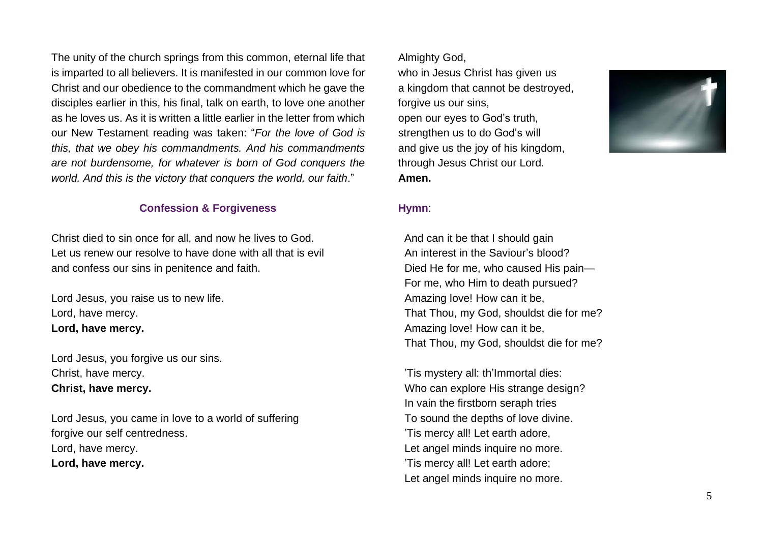The unity of the church springs from this common, eternal life that is imparted to all believers. It is manifested in our common love for Christ and our obedience to the commandment which he gave the disciples earlier in this, his final, talk on earth, to love one another as he loves us. As it is written a little earlier in the letter from which our New Testament reading was taken: "*For the love of God is this, that we obey his commandments. And his commandments are not burdensome, for whatever is born of God conquers the world. And this is the victory that conquers the world, our faith*."

### Confession & Forgiveness

Christ died to sin once for all, and now he lives to God.
Let us renew our resolve to have done with all that is evil
and confess our sins in penitence and faith.

Lord Jesus, you raise us to new life.
Lord, have mercy.
**Lord, have mercy.**

Lord Jesus, you forgive us our sins.
Christ, have mercy.
**Christ, have mercy.**

Lord Jesus, you came in love to a world of suffering
forgive our self centredness.
Lord, have mercy.
**Lord, have mercy.**

Almighty God,
who in Jesus Christ has given us
a kingdom that cannot be destroyed,
forgive us our sins,
open our eyes to God's truth,
strengthen us to do God's will
and give us the joy of his kingdom,
through Jesus Christ our Lord.
**Amen.**

### Hymn:

And can it be that I should gain
An interest in the Saviour's blood?
Died He for me, who caused His pain—
For me, who Him to death pursued?
Amazing love! How can it be,
That Thou, my God, shouldst die for me?
Amazing love! How can it be,
That Thou, my God, shouldst die for me?

'Tis mystery all: th'Immortal dies:
Who can explore His strange design?
In vain the firstborn seraph tries
To sound the depths of love divine.
'Tis mercy all! Let earth adore,
Let angel minds inquire no more.
'Tis mercy all! Let earth adore;
Let angel minds inquire no more.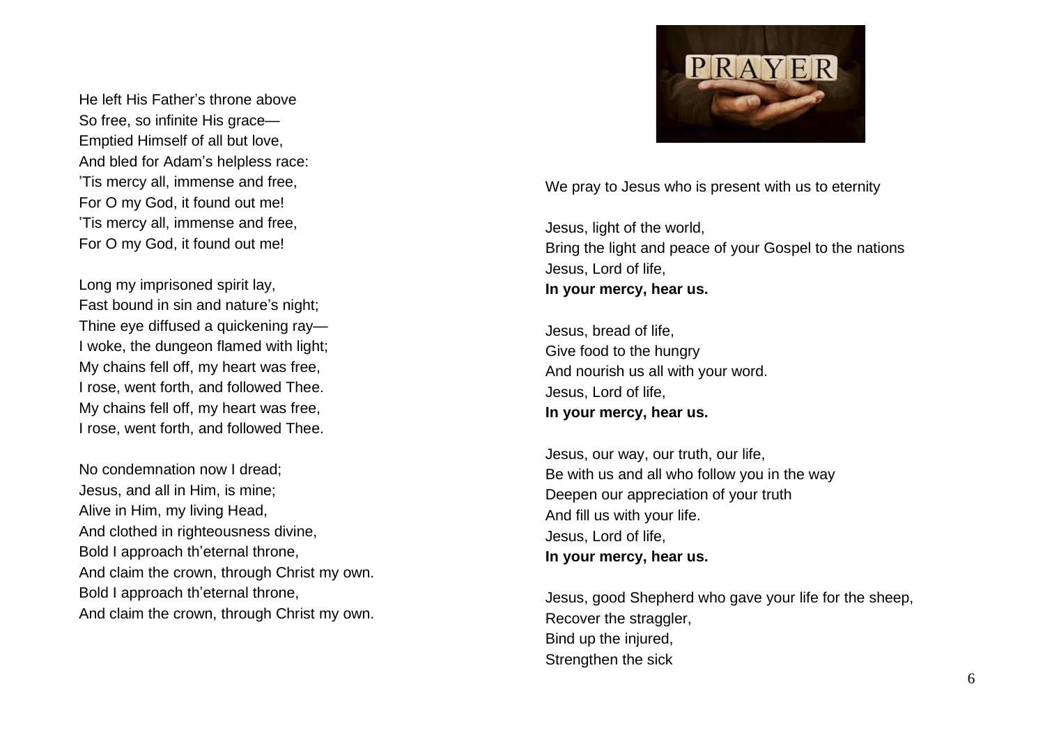He left His Father's throne above
So free, so infinite His grace—
Emptied Himself of all but love,
And bled for Adam's helpless race:
'Tis mercy all, immense and free,
For O my God, it found out me!
'Tis mercy all, immense and free,
For O my God, it found out me!

Long my imprisoned spirit lay,
Fast bound in sin and nature's night;
Thine eye diffused a quickening ray—
I woke, the dungeon flamed with light;
My chains fell off, my heart was free,
I rose, went forth, and followed Thee.
My chains fell off, my heart was free,
I rose, went forth, and followed Thee.

No condemnation now I dread;
Jesus, and all in Him, is mine;
Alive in Him, my living Head,
And clothed in righteousness divine,
Bold I approach th'eternal throne,
And claim the crown, through Christ my own.
Bold I approach th'eternal throne,
And claim the crown, through Christ my own.

PRAYER

We pray to Jesus who is present with us to eternity

Jesus, light of the world,
Bring the light and peace of your Gospel to the nations
Jesus, Lord of life,
**In your mercy, hear us.**

Jesus, bread of life,
Give food to the hungry
And nourish us all with your word.
Jesus, Lord of life,
**In your mercy, hear us.**

Jesus, our way, our truth, our life,
Be with us and all who follow you in the way
Deepen our appreciation of your truth
And fill us with your life.
Jesus, Lord of life,
**In your mercy, hear us.**

Jesus, good Shepherd who gave your life for the sheep,
Recover the straggler,
Bind up the injured,
Strengthen the sick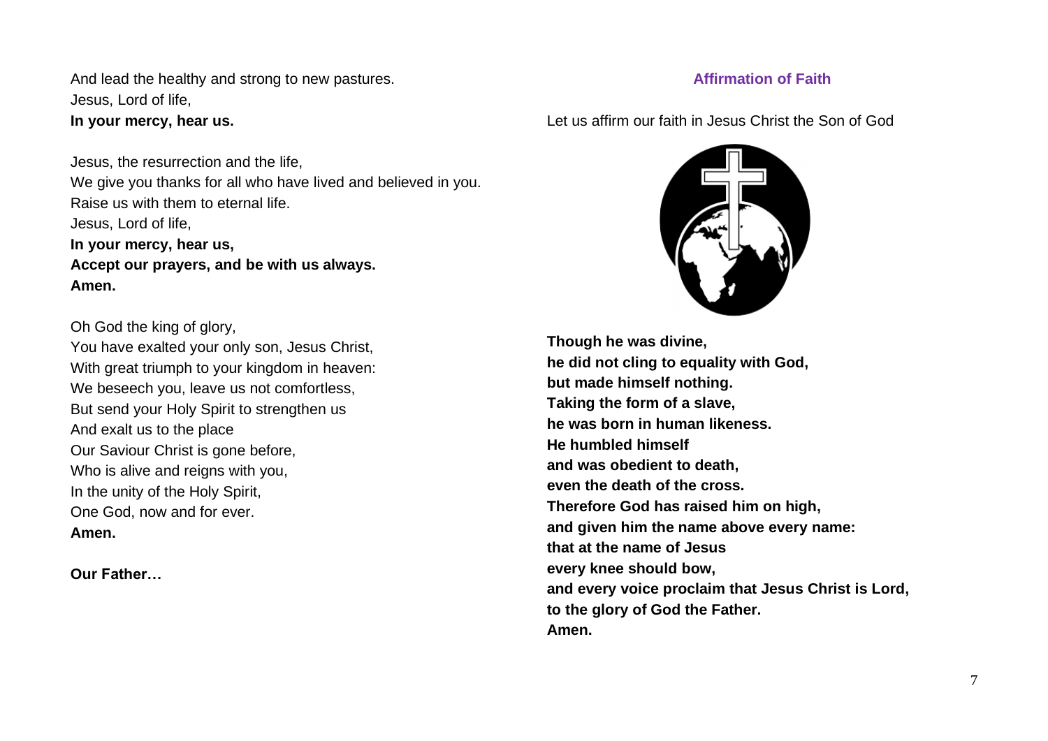And lead the healthy and strong to new pastures.
Jesus, Lord of life,
**In your mercy, hear us.**

Jesus, the resurrection and the life,
We give you thanks for all who have lived and believed in you.
Raise us with them to eternal life.
Jesus, Lord of life,
**In your mercy, hear us,**
**Accept our prayers, and be with us always.**
**Amen.**

Oh God the king of glory,
You have exalted your only son, Jesus Christ,
With great triumph to your kingdom in heaven:
We beseech you, leave us not comfortless,
But send your Holy Spirit to strengthen us
And exalt us to the place
Our Saviour Christ is gone before,
Who is alive and reigns with you,
In the unity of the Holy Spirit,
One God, now and for ever.
**Amen.**

**Our Father…**

## Affirmation of Faith

Let us affirm our faith in Jesus Christ the Son of God

**Though he was divine,**
**he did not cling to equality with God,**
**but made himself nothing.**
**Taking the form of a slave,**
**he was born in human likeness.**
**He humbled himself**
**and was obedient to death,**
**even the death of the cross.**
**Therefore God has raised him on high,**
**and given him the name above every name:**
**that at the name of Jesus**
**every knee should bow,**
**and every voice proclaim that Jesus Christ is Lord,**
**to the glory of God the Father.**
**Amen.**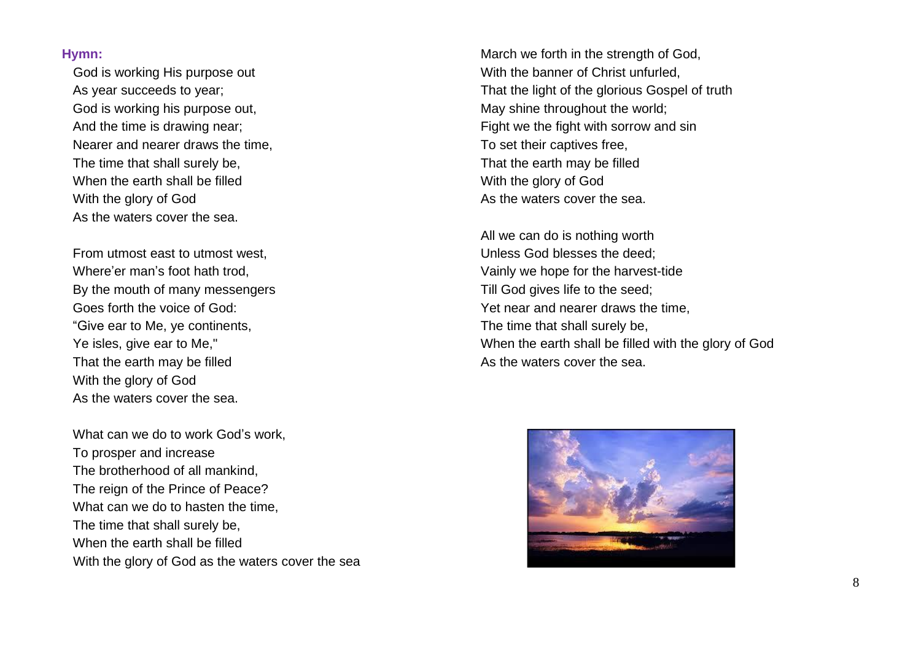**Hymn:**

God is working His purpose out
As year succeeds to year;
God is working his purpose out,
And the time is drawing near;
Nearer and nearer draws the time,
The time that shall surely be,
When the earth shall be filled
With the glory of God
As the waters cover the sea.

From utmost east to utmost west,
Where'er man's foot hath trod,
By the mouth of many messengers
Goes forth the voice of God:
"Give ear to Me, ye continents,
Ye isles, give ear to Me,"
That the earth may be filled
With the glory of God
As the waters cover the sea.

What can we do to work God's work,
To prosper and increase
The brotherhood of all mankind,
The reign of the Prince of Peace?
What can we do to hasten the time,
The time that shall surely be,
When the earth shall be filled
With the glory of God as the waters cover the sea

March we forth in the strength of God,
With the banner of Christ unfurled,
That the light of the glorious Gospel of truth
May shine throughout the world;
Fight we the fight with sorrow and sin
To set their captives free,
That the earth may be filled
With the glory of God
As the waters cover the sea.

All we can do is nothing worth
Unless God blesses the deed;
Vainly we hope for the harvest-tide
Till God gives life to the seed;
Yet near and nearer draws the time,
The time that shall surely be,
When the earth shall be filled with the glory of God
As the waters cover the sea.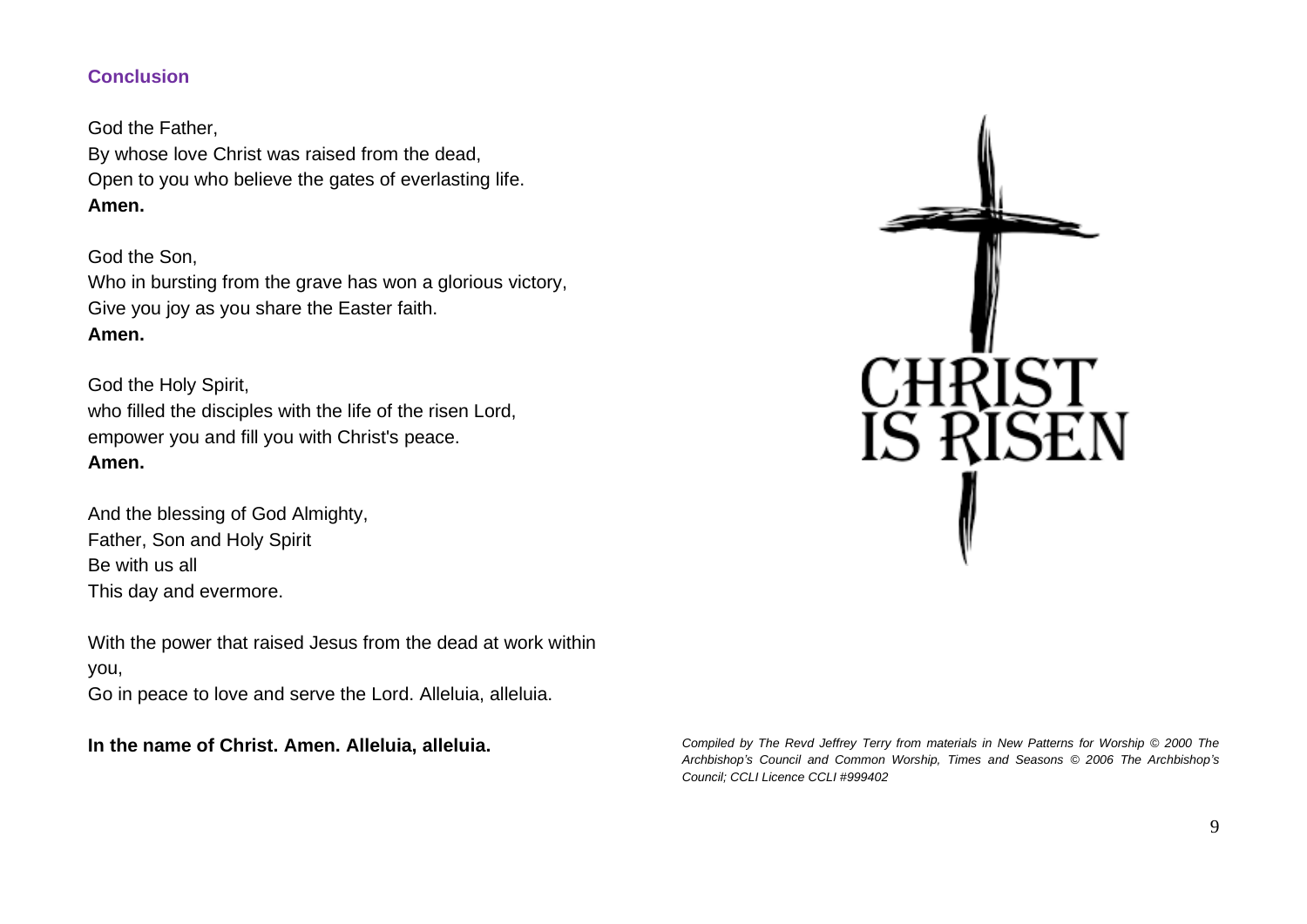## Conclusion

God the Father,
By whose love Christ was raised from the dead,
Open to you who believe the gates of everlasting life.
**Amen.**

God the Son,
Who in bursting from the grave has won a glorious victory,
Give you joy as you share the Easter faith.
**Amen.**

God the Holy Spirit,
who filled the disciples with the life of the risen Lord,
empower you and fill you with Christ's peace.
**Amen.**

And the blessing of God Almighty,
Father, Son and Holy Spirit
Be with us all
This day and evermore.

With the power that raised Jesus from the dead at work within you,
Go in peace to love and serve the Lord. Alleluia, alleluia.

**In the name of Christ. Amen. Alleluia, alleluia.**

CHRIST
IS RISEN

*Compiled by The Revd Jeffrey Terry from materials in New Patterns for Worship © 2000 The Archbishop's Council and Common Worship, Times and Seasons © 2006 The Archbishop's Council; CCLI Licence CCLI #999402*